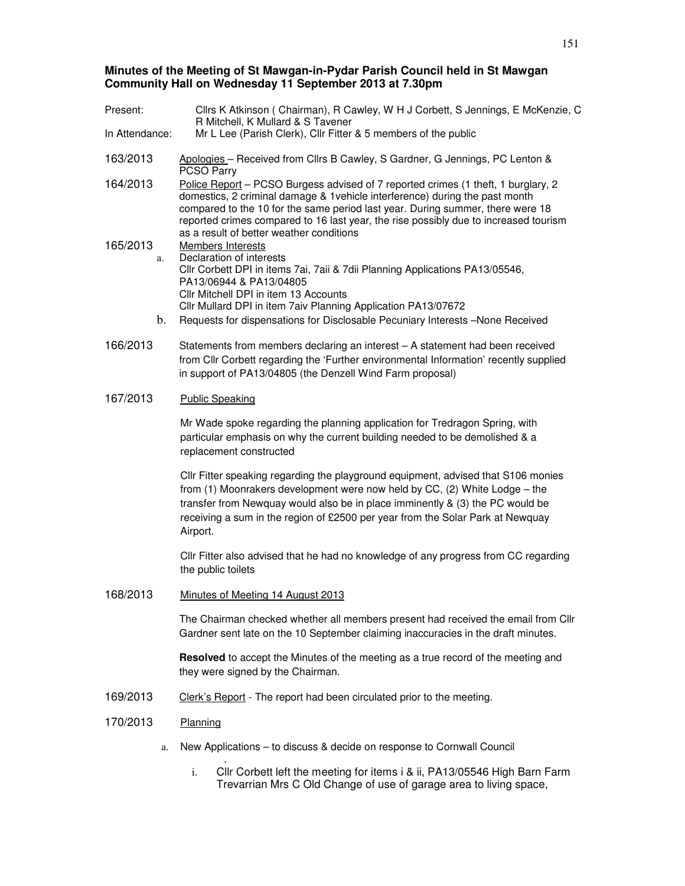**Minutes of the Meeting of St Mawgan-in-Pydar Parish Council held in St Mawgan Community Hall on Wednesday 11 September 2013 at 7.30pm**

Present: Cllrs K Atkinson ( Chairman), R Cawley, W H J Corbett, S Jennings, E McKenzie, C R Mitchell, K Mullard & S Tavener

In Attendance: Mr L Lee (Parish Clerk), Cllr Fitter & 5 members of the public

163/2013 Apologies – Received from Cllrs B Cawley, S Gardner, G Jennings, PC Lenton & PCSO Parry

164/2013 Police Report – PCSO Burgess advised of 7 reported crimes (1 theft, 1 burglary, 2 domestics, 2 criminal damage & 1vehicle interference) during the past month compared to the 10 for the same period last year. During summer, there were 18 reported crimes compared to 16 last year, the rise possibly due to increased tourism as a result of better weather conditions

165/2013 Members Interests

a. Declaration of interests
Cllr Corbett DPI in items 7ai, 7aii & 7dii Planning Applications PA13/05546, PA13/06944 & PA13/04805
Cllr Mitchell DPI in item 13 Accounts
Cllr Mullard DPI in item 7aiv Planning Application PA13/07672

b. Requests for dispensations for Disclosable Pecuniary Interests –None Received

166/2013 Statements from members declaring an interest – A statement had been received from Cllr Corbett regarding the 'Further environmental Information' recently supplied in support of PA13/04805 (the Denzell Wind Farm proposal)

167/2013 Public Speaking

Mr Wade spoke regarding the planning application for Tredragon Spring, with particular emphasis on why the current building needed to be demolished & a replacement constructed

Cllr Fitter speaking regarding the playground equipment, advised that S106 monies from (1) Moonrakers development were now held by CC, (2) White Lodge – the transfer from Newquay would also be in place imminently & (3) the PC would be receiving a sum in the region of £2500 per year from the Solar Park at Newquay Airport.

Cllr Fitter also advised that he had no knowledge of any progress from CC regarding the public toilets

168/2013 Minutes of Meeting 14 August 2013

The Chairman checked whether all members present had received the email from Cllr Gardner sent late on the 10 September claiming inaccuracies in the draft minutes.

**Resolved** to accept the Minutes of the meeting as a true record of the meeting and they were signed by the Chairman.

169/2013 Clerk's Report - The report had been circulated prior to the meeting.

170/2013 Planning

a. New Applications – to discuss & decide on response to Cornwall Council

i. Cllr Corbett left the meeting for items i & ii, PA13/05546 High Barn Farm Trevarrian Mrs C Old Change of use of garage area to living space,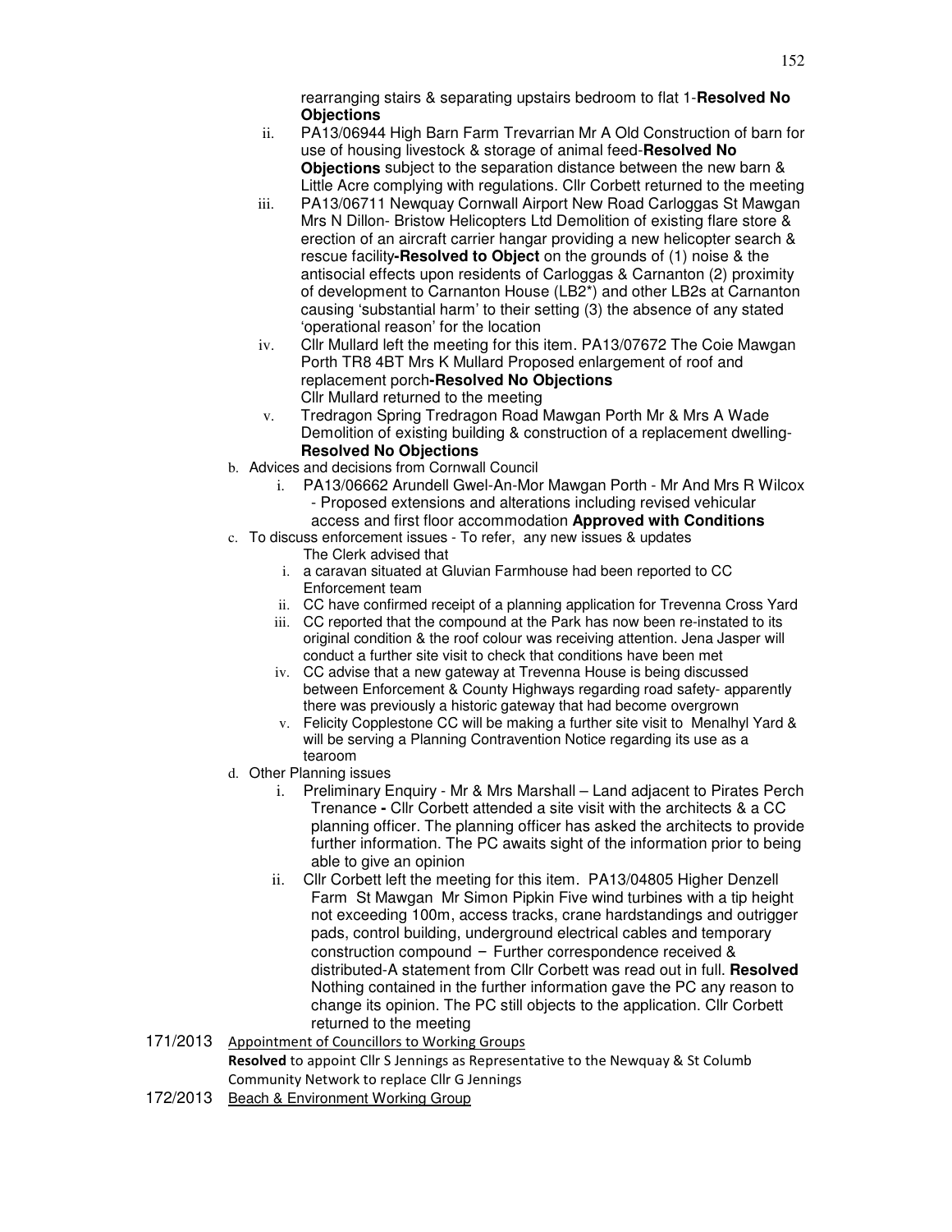rearranging stairs & separating upstairs bedroom to flat 1-**Resolved No Objections**

ii. PA13/06944 High Barn Farm Trevarrian Mr A Old Construction of barn for use of housing livestock & storage of animal feed-**Resolved No Objections** subject to the separation distance between the new barn & Little Acre complying with regulations. Cllr Corbett returned to the meeting

iii. PA13/06711 Newquay Cornwall Airport New Road Carloggas St Mawgan Mrs N Dillon- Bristow Helicopters Ltd Demolition of existing flare store & erection of an aircraft carrier hangar providing a new helicopter search & rescue facility**-Resolved to Object** on the grounds of (1) noise & the antisocial effects upon residents of Carloggas & Carnanton (2) proximity of development to Carnanton House (LB2*) and other LB2s at Carnanton causing 'substantial harm' to their setting (3) the absence of any stated 'operational reason' for the location

iv. Cllr Mullard left the meeting for this item. PA13/07672 The Coie Mawgan Porth TR8 4BT Mrs K Mullard Proposed enlargement of roof and replacement porch**-Resolved No Objections**
Cllr Mullard returned to the meeting

v. Tredragon Spring Tredragon Road Mawgan Porth Mr & Mrs A Wade Demolition of existing building & construction of a replacement dwelling-**Resolved No Objections**

b. Advices and decisions from Cornwall Council

i. PA13/06662 Arundell Gwel-An-Mor Mawgan Porth - Mr And Mrs R Wilcox - Proposed extensions and alterations including revised vehicular access and first floor accommodation **Approved with Conditions**

c. To discuss enforcement issues - To refer, any new issues & updates
The Clerk advised that

i. a caravan situated at Gluvian Farmhouse had been reported to CC Enforcement team
ii. CC have confirmed receipt of a planning application for Trevenna Cross Yard
iii. CC reported that the compound at the Park has now been re-instated to its original condition & the roof colour was receiving attention. Jena Jasper will conduct a further site visit to check that conditions have been met
iv. CC advise that a new gateway at Trevenna House is being discussed between Enforcement & County Highways regarding road safety- apparently there was previously a historic gateway that had become overgrown
v. Felicity Copplestone CC will be making a further site visit to Menalhyl Yard & will be serving a Planning Contravention Notice regarding its use as a tearoom

d. Other Planning issues

i. Preliminary Enquiry - Mr & Mrs Marshall – Land adjacent to Pirates Perch Trenance **-** Cllr Corbett attended a site visit with the architects & a CC planning officer. The planning officer has asked the architects to provide further information. The PC awaits sight of the information prior to being able to give an opinion

ii. Cllr Corbett left the meeting for this item. PA13/04805 Higher Denzell Farm St Mawgan Mr Simon Pipkin Five wind turbines with a tip height not exceeding 100m, access tracks, crane hardstandings and outrigger pads, control building, underground electrical cables and temporary construction compound – Further correspondence received & distributed-A statement from Cllr Corbett was read out in full. **Resolved** Nothing contained in the further information gave the PC any reason to change its opinion. The PC still objects to the application. Cllr Corbett returned to the meeting

171/2013 Appointment of Councillors to Working Groups
**Resolved** to appoint Cllr S Jennings as Representative to the Newquay & St Columb Community Network to replace Cllr G Jennings

172/2013 Beach & Environment Working Group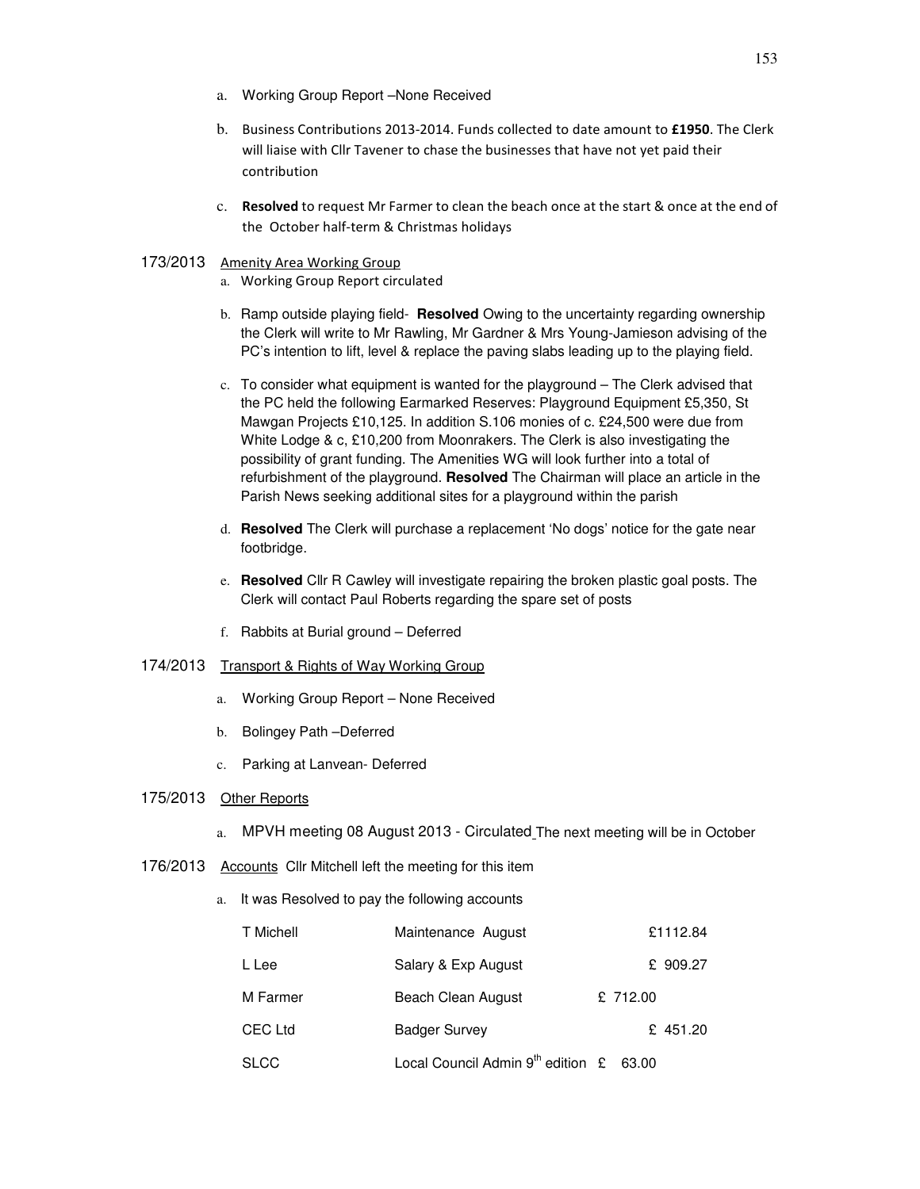a. Working Group Report –None Received

b. Business Contributions 2013-2014. Funds collected to date amount to **£1950**. The Clerk will liaise with Cllr Tavener to chase the businesses that have not yet paid their contribution

c. **Resolved** to request Mr Farmer to clean the beach once at the start & once at the end of the October half-term & Christmas holidays

173/2013 Amenity Area Working Group

a. Working Group Report circulated

b. Ramp outside playing field- **Resolved** Owing to the uncertainty regarding ownership the Clerk will write to Mr Rawling, Mr Gardner & Mrs Young-Jamieson advising of the PC's intention to lift, level & replace the paving slabs leading up to the playing field.

c. To consider what equipment is wanted for the playground – The Clerk advised that the PC held the following Earmarked Reserves: Playground Equipment £5,350, St Mawgan Projects £10,125. In addition S.106 monies of c. £24,500 were due from White Lodge & c, £10,200 from Moonrakers. The Clerk is also investigating the possibility of grant funding. The Amenities WG will look further into a total of refurbishment of the playground. **Resolved** The Chairman will place an article in the Parish News seeking additional sites for a playground within the parish

d. **Resolved** The Clerk will purchase a replacement 'No dogs' notice for the gate near footbridge.

e. **Resolved** Cllr R Cawley will investigate repairing the broken plastic goal posts. The Clerk will contact Paul Roberts regarding the spare set of posts

f. Rabbits at Burial ground – Deferred

174/2013 Transport & Rights of Way Working Group

a. Working Group Report – None Received

b. Bolingey Path –Deferred

c. Parking at Lanvean- Deferred

175/2013 Other Reports

a. MPVH meeting 08 August 2013 - Circulated The next meeting will be in October

176/2013 Accounts Cllr Mitchell left the meeting for this item

a. It was Resolved to pay the following accounts

| | | |
|---|---|---|
| T Michell | Maintenance August | £1112.84 |
| L Lee | Salary & Exp August | £ 909.27 |
| M Farmer | Beach Clean August | £ 712.00 |
| CEC Ltd | Badger Survey | £ 451.20 |
| SLCC | Local Council Admin 9th edition | £ 63.00 |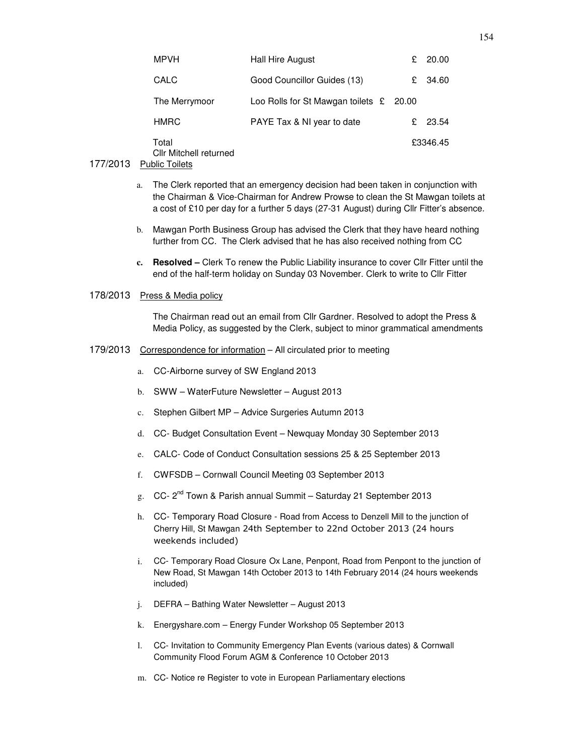| | | |
|---|---|---|
| MPVH | Hall Hire August | £ 20.00 |
| CALC | Good Councillor Guides (13) | £ 34.60 |
| The Merrymoor | Loo Rolls for St Mawgan toilets | £ 20.00 |
| HMRC | PAYE Tax & NI year to date | £ 23.54 |
| Total | | £3346.45 |

Cllr Mitchell returned

177/2013 Public Toilets

a. The Clerk reported that an emergency decision had been taken in conjunction with the Chairman & Vice-Chairman for Andrew Prowse to clean the St Mawgan toilets at a cost of £10 per day for a further 5 days (27-31 August) during Cllr Fitter's absence.

b. Mawgan Porth Business Group has advised the Clerk that they have heard nothing further from CC. The Clerk advised that he has also received nothing from CC

c. **Resolved –** Clerk To renew the Public Liability insurance to cover Cllr Fitter until the end of the half-term holiday on Sunday 03 November. Clerk to write to Cllr Fitter

178/2013 Press & Media policy

The Chairman read out an email from Cllr Gardner. Resolved to adopt the Press & Media Policy, as suggested by the Clerk, subject to minor grammatical amendments

179/2013 Correspondence for information – All circulated prior to meeting

a. CC-Airborne survey of SW England 2013
b. SWW – WaterFuture Newsletter – August 2013
c. Stephen Gilbert MP – Advice Surgeries Autumn 2013
d. CC- Budget Consultation Event – Newquay Monday 30 September 2013
e. CALC- Code of Conduct Consultation sessions 25 & 25 September 2013
f. CWFSDB – Cornwall Council Meeting 03 September 2013
g. CC- 2nd Town & Parish annual Summit – Saturday 21 September 2013
h. CC- Temporary Road Closure - Road from Access to Denzell Mill to the junction of Cherry Hill, St Mawgan 24th September to 22nd October 2013 (24 hours weekends included)
i. CC- Temporary Road Closure Ox Lane, Penpont, Road from Penpont to the junction of New Road, St Mawgan 14th October 2013 to 14th February 2014 (24 hours weekends included)
j. DEFRA – Bathing Water Newsletter – August 2013
k. Energyshare.com – Energy Funder Workshop 05 September 2013
l. CC- Invitation to Community Emergency Plan Events (various dates) & Cornwall Community Flood Forum AGM & Conference 10 October 2013
m. CC- Notice re Register to vote in European Parliamentary elections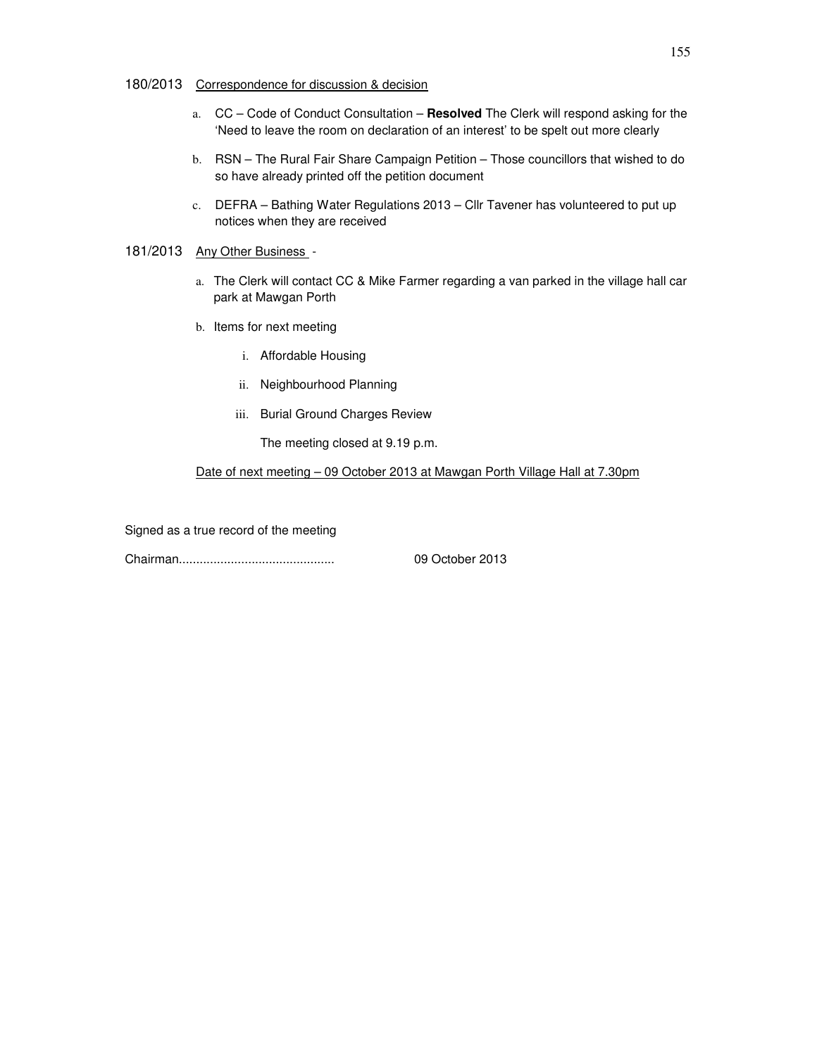180/2013 Correspondence for discussion & decision

a. CC – Code of Conduct Consultation – **Resolved** The Clerk will respond asking for the 'Need to leave the room on declaration of an interest' to be spelt out more clearly

b. RSN – The Rural Fair Share Campaign Petition – Those councillors that wished to do so have already printed off the petition document

c. DEFRA – Bathing Water Regulations 2013 – Cllr Tavener has volunteered to put up notices when they are received

181/2013 Any Other Business -

a. The Clerk will contact CC & Mike Farmer regarding a van parked in the village hall car park at Mawgan Porth

b. Items for next meeting

   i. Affordable Housing

   ii. Neighbourhood Planning

   iii. Burial Ground Charges Review

The meeting closed at 9.19 p.m.

Date of next meeting – 09 October 2013 at Mawgan Porth Village Hall at 7.30pm

Signed as a true record of the meeting

Chairman............................................ 09 October 2013